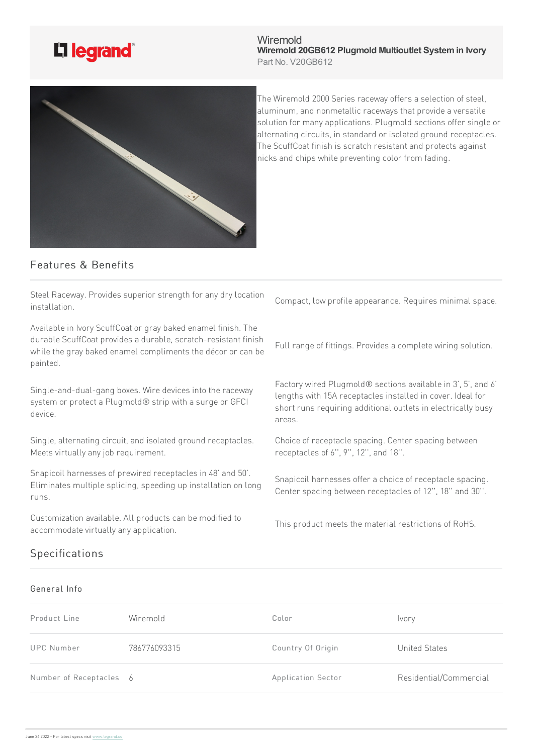Wiremold

**Wiremold 20GB612 Plugmold Multioutlet System in Ivory**

Part No. V20GB612

The Wiremold 2000 Series raceway offers a selection of steel, aluminum, and nonmetallic raceways that provide a versatile solution for many applications. Plugmold sections offer single or alternating circuits, in standard or isolated ground receptacles. The ScuffCoat finish is scratch resistant and protects against nicks and chips while preventing color from fading.

## Features & Benefits

Steel Raceway. Provides superior strength for any dry location installation.

Compact, low profile appearance. Requires minimal space.

Available in Ivory ScuffCoat or gray baked enamel finish. The durable ScuffCoat provides a durable, scratch-resistant finish while the gray baked enamel compliments the décor or can be painted.

Full range of fittings. Provides a complete wiring solution.

Single-and-dual-gang boxes. Wire devices into the raceway system or protect a Plugmold® strip with a surge or GFCI device.

Factory wired Plugmold® sections available in 3', 5', and 6' lengths with 15A receptacles installed in cover. Ideal for short runs requiring additional outlets in electrically busy areas.

Single, alternating circuit, and isolated ground receptacles. Meets virtually any job requirement.

Choice of receptacle spacing. Center spacing between receptacles of 6'', 9'', 12'', and 18''.

Snapicoil harnesses of prewired receptacles in 48' and 50'. Eliminates multiple splicing, speeding up installation on long runs.

Snapicoil harnesses offer a choice of receptacle spacing. Center spacing between receptacles of 12'', 18'' and 30''.

Customization available. All products can be modified to accommodate virtually any application.

This product meets the material restrictions of RoHS.

## Specifications

### General Info

| Product Line | Wiremold | Color | Ivory |
|---|---|---|---|
| UPC Number | 786776093315 | Country Of Origin | United States |
| Number of Receptacles | 6 | Application Sector | Residential/Commercial |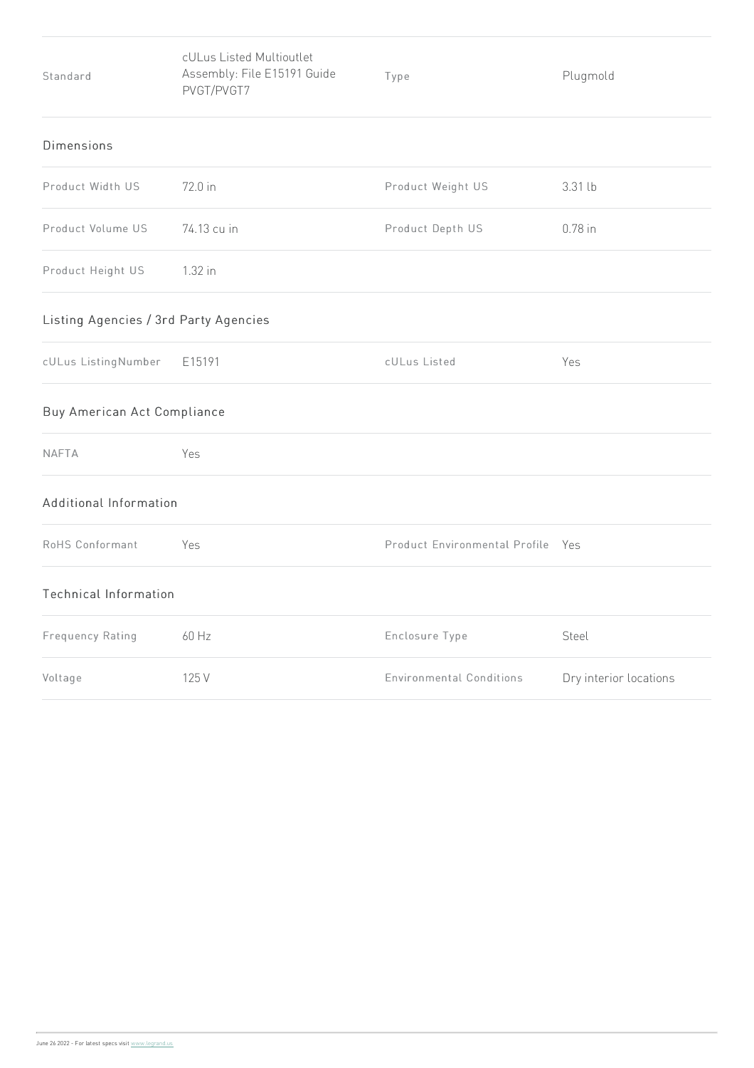| | | | |
|---|---|---|---|
| Standard | cULus Listed Multioutlet Assembly: File E15191 Guide PVGT/PVGT7 | Type | Plugmold |

## Dimensions

| | | | |
|---|---|---|---|
| Product Width US | 72.0 in | Product Weight US | 3.31 lb |
| Product Volume US | 74.13 cu in | Product Depth US | 0.78 in |
| Product Height US | 1.32 in | | |

## Listing Agencies / 3rd Party Agencies

| | | | |
|---|---|---|---|
| cULus ListingNumber | E15191 | cULus Listed | Yes |

## Buy American Act Compliance

| | |
|---|---|
| NAFTA | Yes |

## Additional Information

| | | | |
|---|---|---|---|
| RoHS Conformant | Yes | Product Environmental Profile | Yes |

## Technical Information

| | | | |
|---|---|---|---|
| Frequency Rating | 60 Hz | Enclosure Type | Steel |
| Voltage | 125 V | Environmental Conditions | Dry interior locations |

June 26 2022 - For latest specs visit www.legrand.us